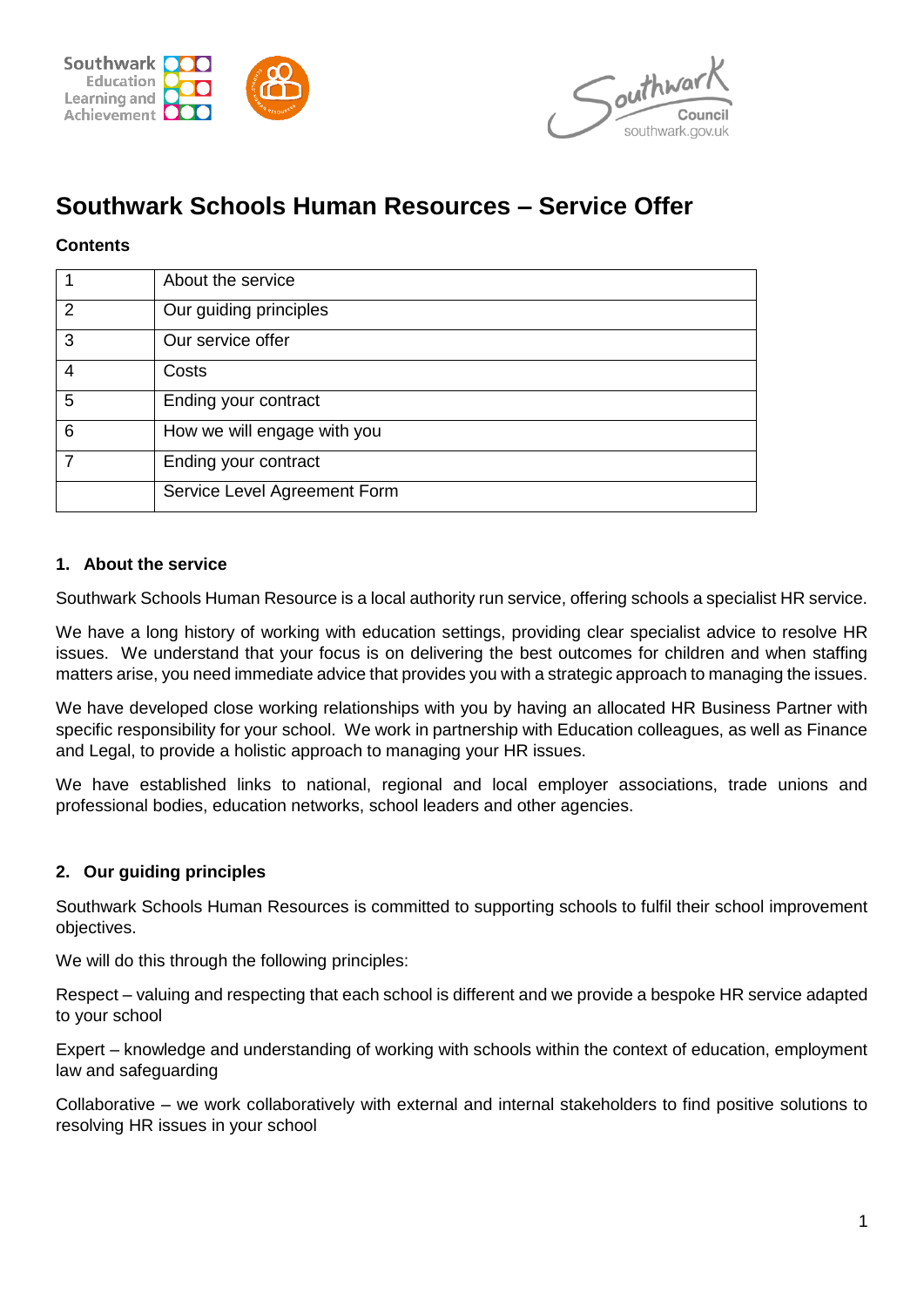# Southwark Schools Human Resources – Service Offer

**Contents**

| | |
|---|---|
| 1 | About the service |
| 2 | Our guiding principles |
| 3 | Our service offer |
| 4 | Costs |
| 5 | Ending your contract |
| 6 | How we will engage with you |
| 7 | Ending your contract |
| | Service Level Agreement Form |

## 1. About the service

Southwark Schools Human Resource is a local authority run service, offering schools a specialist HR service.

We have a long history of working with education settings, providing clear specialist advice to resolve HR issues. We understand that your focus is on delivering the best outcomes for children and when staffing matters arise, you need immediate advice that provides you with a strategic approach to managing the issues.

We have developed close working relationships with you by having an allocated HR Business Partner with specific responsibility for your school. We work in partnership with Education colleagues, as well as Finance and Legal, to provide a holistic approach to managing your HR issues.

We have established links to national, regional and local employer associations, trade unions and professional bodies, education networks, school leaders and other agencies.

## 2. Our guiding principles

Southwark Schools Human Resources is committed to supporting schools to fulfil their school improvement objectives.

We will do this through the following principles:

Respect – valuing and respecting that each school is different and we provide a bespoke HR service adapted to your school

Expert – knowledge and understanding of working with schools within the context of education, employment law and safeguarding

Collaborative – we work collaboratively with external and internal stakeholders to find positive solutions to resolving HR issues in your school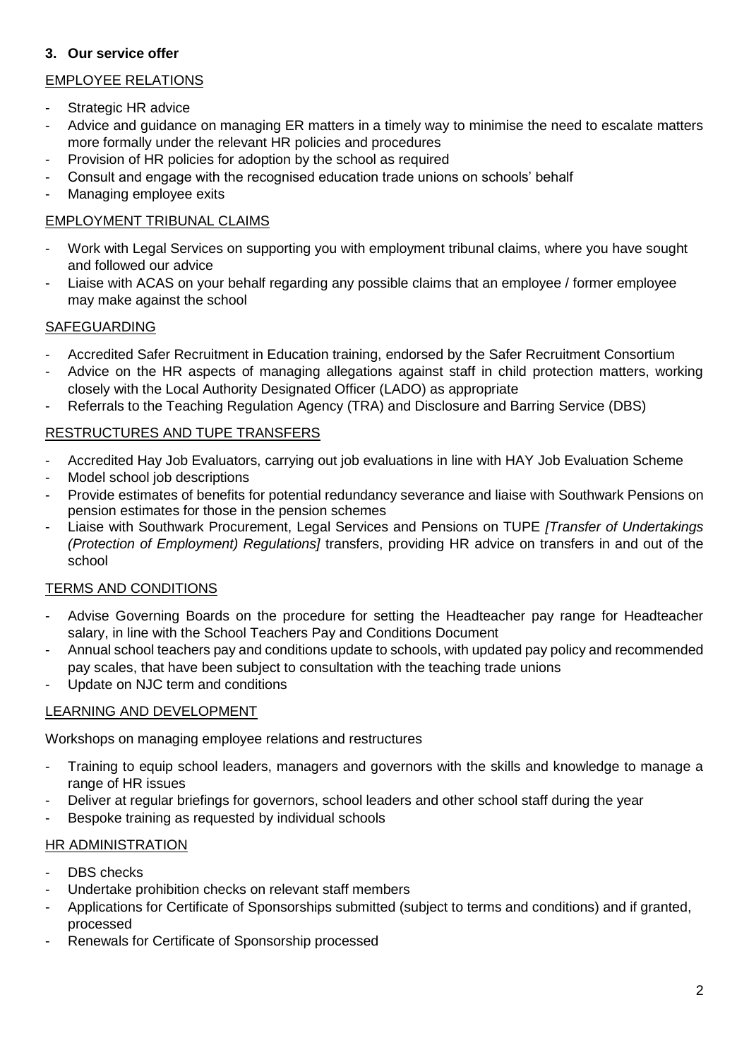## 3. Our service offer

### EMPLOYEE RELATIONS

- Strategic HR advice
- Advice and guidance on managing ER matters in a timely way to minimise the need to escalate matters more formally under the relevant HR policies and procedures
- Provision of HR policies for adoption by the school as required
- Consult and engage with the recognised education trade unions on schools' behalf
- Managing employee exits

### EMPLOYMENT TRIBUNAL CLAIMS

- Work with Legal Services on supporting you with employment tribunal claims, where you have sought and followed our advice
- Liaise with ACAS on your behalf regarding any possible claims that an employee / former employee may make against the school

### SAFEGUARDING

- Accredited Safer Recruitment in Education training, endorsed by the Safer Recruitment Consortium
- Advice on the HR aspects of managing allegations against staff in child protection matters, working closely with the Local Authority Designated Officer (LADO) as appropriate
- Referrals to the Teaching Regulation Agency (TRA) and Disclosure and Barring Service (DBS)

### RESTRUCTURES AND TUPE TRANSFERS

- Accredited Hay Job Evaluators, carrying out job evaluations in line with HAY Job Evaluation Scheme
- Model school job descriptions
- Provide estimates of benefits for potential redundancy severance and liaise with Southwark Pensions on pension estimates for those in the pension schemes
- Liaise with Southwark Procurement, Legal Services and Pensions on TUPE *[Transfer of Undertakings (Protection of Employment) Regulations]* transfers, providing HR advice on transfers in and out of the school

### TERMS AND CONDITIONS

- Advise Governing Boards on the procedure for setting the Headteacher pay range for Headteacher salary, in line with the School Teachers Pay and Conditions Document
- Annual school teachers pay and conditions update to schools, with updated pay policy and recommended pay scales, that have been subject to consultation with the teaching trade unions
- Update on NJC term and conditions

### LEARNING AND DEVELOPMENT

Workshops on managing employee relations and restructures

- Training to equip school leaders, managers and governors with the skills and knowledge to manage a range of HR issues
- Deliver at regular briefings for governors, school leaders and other school staff during the year
- Bespoke training as requested by individual schools

### HR ADMINISTRATION

- DBS checks
- Undertake prohibition checks on relevant staff members
- Applications for Certificate of Sponsorships submitted (subject to terms and conditions) and if granted, processed
- Renewals for Certificate of Sponsorship processed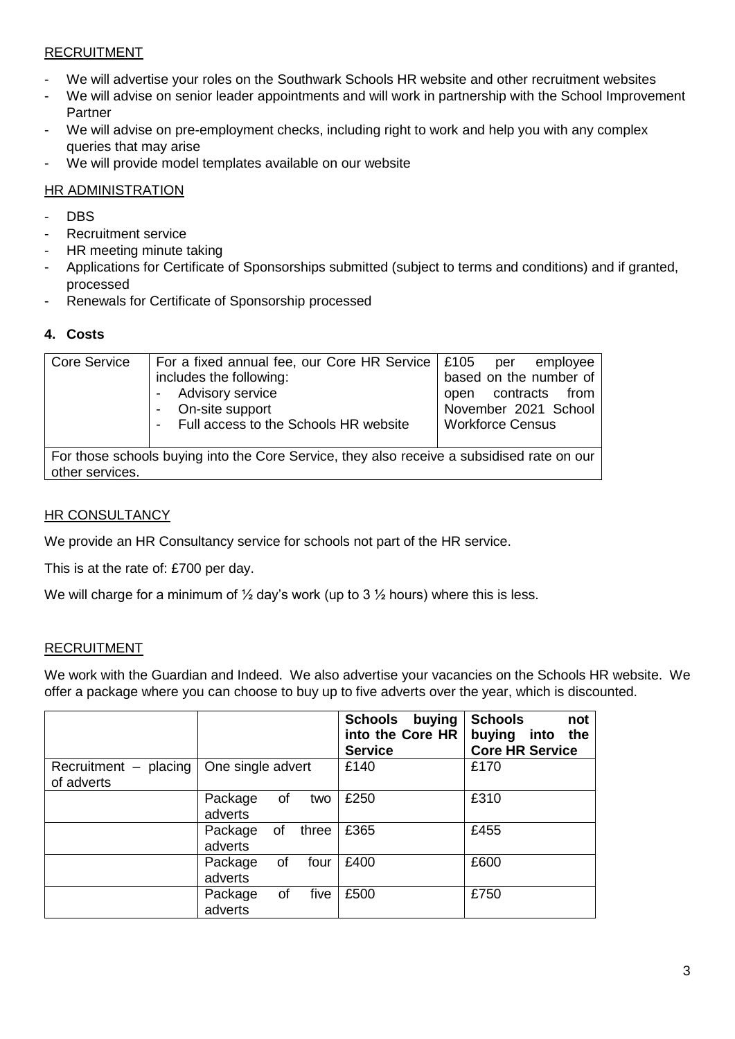RECRUITMENT

- We will advertise your roles on the Southwark Schools HR website and other recruitment websites
- We will advise on senior leader appointments and will work in partnership with the School Improvement Partner
- We will advise on pre-employment checks, including right to work and help you with any complex queries that may arise
- We will provide model templates available on our website

HR ADMINISTRATION

- DBS
- Recruitment service
- HR meeting minute taking
- Applications for Certificate of Sponsorships submitted (subject to terms and conditions) and if granted, processed
- Renewals for Certificate of Sponsorship processed

## 4. Costs

| Core Service | For a fixed annual fee, our Core HR Service includes the following:<br>- Advisory service<br>- On-site support<br>- Full access to the Schools HR website | £105 per employee based on the number of open contracts from November 2021 School Workforce Census |
|---|---|---|
| For those schools buying into the Core Service, they also receive a subsidised rate on our other services. | | |

HR CONSULTANCY

We provide an HR Consultancy service for schools not part of the HR service.

This is at the rate of: £700 per day.

We will charge for a minimum of ½ day's work (up to 3 ½ hours) where this is less.

RECRUITMENT

We work with the Guardian and Indeed. We also advertise your vacancies on the Schools HR website. We offer a package where you can choose to buy up to five adverts over the year, which is discounted.

| | | **Schools buying into the Core HR Service** | **Schools not buying into the Core HR Service** |
|---|---|---|---|
| Recruitment – placing of adverts | One single advert | £140 | £170 |
| | Package of two adverts | £250 | £310 |
| | Package of three adverts | £365 | £455 |
| | Package of four adverts | £400 | £600 |
| | Package of five adverts | £500 | £750 |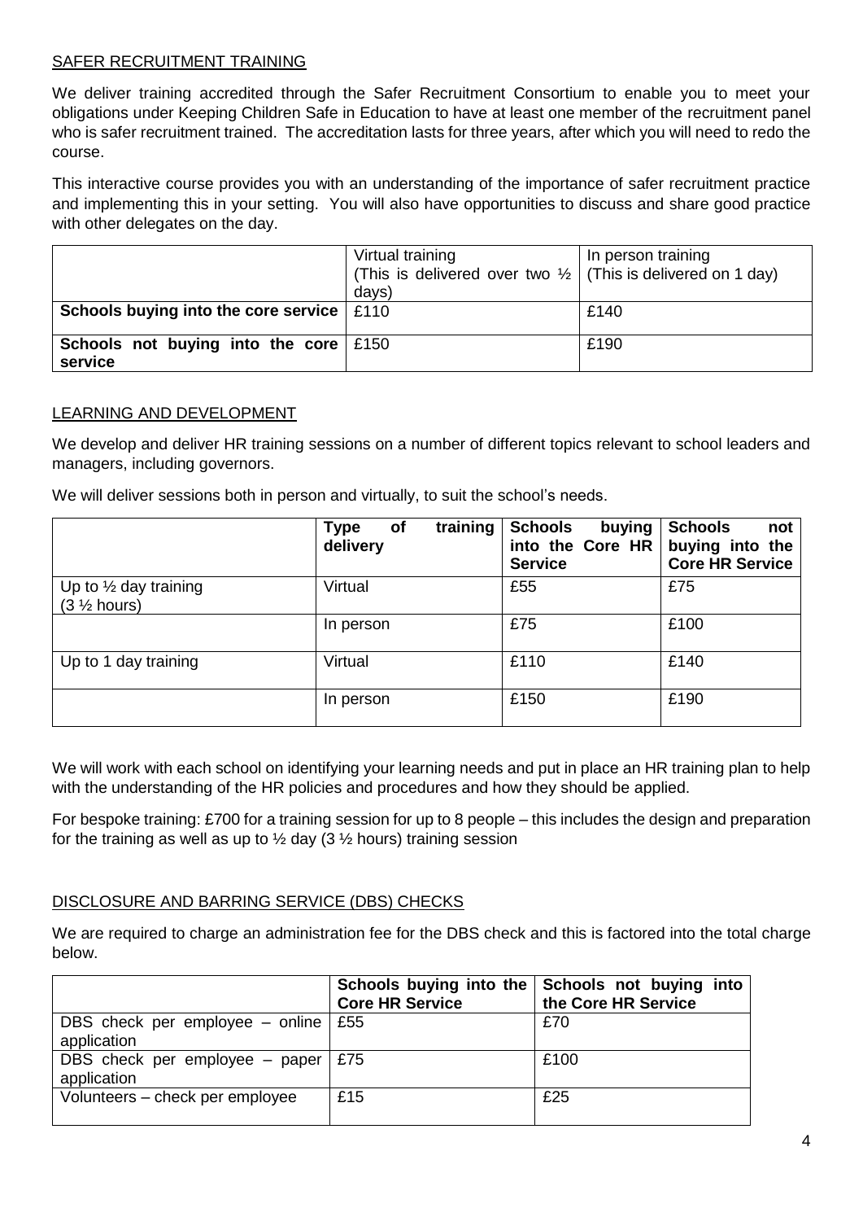## SAFER RECRUITMENT TRAINING

We deliver training accredited through the Safer Recruitment Consortium to enable you to meet your obligations under Keeping Children Safe in Education to have at least one member of the recruitment panel who is safer recruitment trained. The accreditation lasts for three years, after which you will need to redo the course.

This interactive course provides you with an understanding of the importance of safer recruitment practice and implementing this in your setting. You will also have opportunities to discuss and share good practice with other delegates on the day.

| | Virtual training (This is delivered over two ½ days) | In person training (This is delivered on 1 day) |
|---|---|---|
| **Schools buying into the core service** | £110 | £140 |
| **Schools not buying into the core service** | £150 | £190 |

## LEARNING AND DEVELOPMENT

We develop and deliver HR training sessions on a number of different topics relevant to school leaders and managers, including governors.

We will deliver sessions both in person and virtually, to suit the school's needs.

| | **Type of training delivery** | **Schools buying into the Core HR Service** | **Schools not buying into the Core HR Service** |
|---|---|---|---|
| Up to ½ day training (3 ½ hours) | Virtual | £55 | £75 |
| | In person | £75 | £100 |
| Up to 1 day training | Virtual | £110 | £140 |
| | In person | £150 | £190 |

We will work with each school on identifying your learning needs and put in place an HR training plan to help with the understanding of the HR policies and procedures and how they should be applied.

For bespoke training: £700 for a training session for up to 8 people – this includes the design and preparation for the training as well as up to ½ day (3 ½ hours) training session

## DISCLOSURE AND BARRING SERVICE (DBS) CHECKS

We are required to charge an administration fee for the DBS check and this is factored into the total charge below.

| | **Schools buying into the Core HR Service** | **Schools not buying into the Core HR Service** |
|---|---|---|
| DBS check per employee – online application | £55 | £70 |
| DBS check per employee – paper application | £75 | £100 |
| Volunteers – check per employee | £15 | £25 |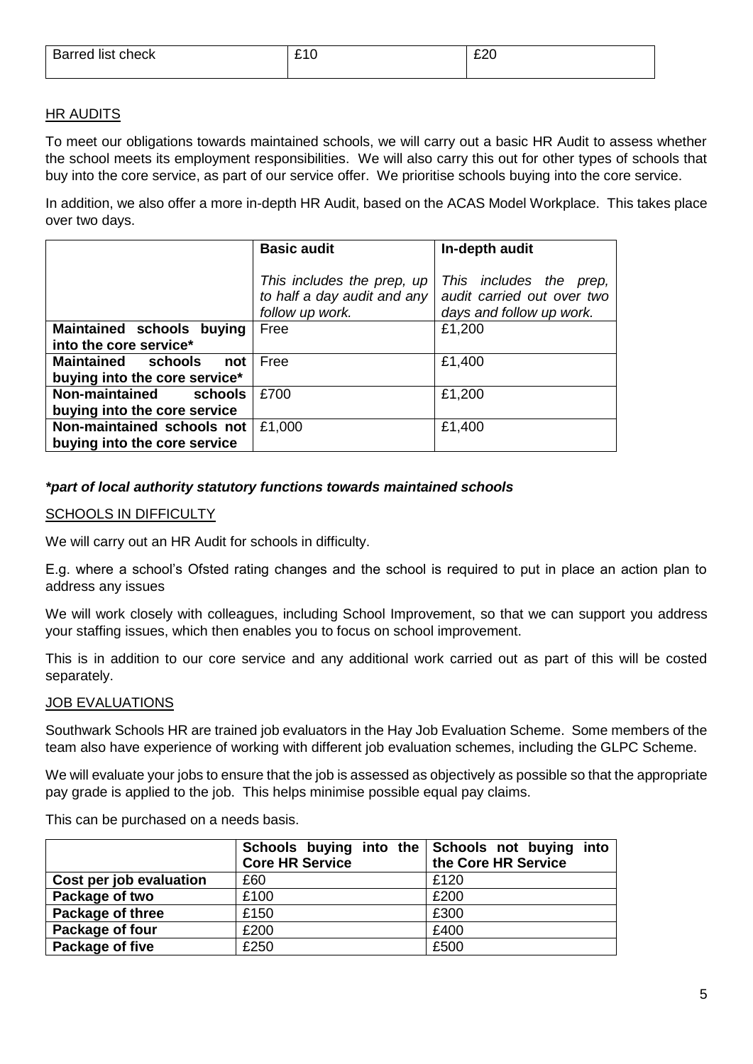| Barred list check | £10 | £20 |
|---|---|---|

## HR AUDITS

To meet our obligations towards maintained schools, we will carry out a basic HR Audit to assess whether the school meets its employment responsibilities. We will also carry this out for other types of schools that buy into the core service, as part of our service offer. We prioritise schools buying into the core service.

In addition, we also offer a more in-depth HR Audit, based on the ACAS Model Workplace. This takes place over two days.

| | **Basic audit**<br><br>*This includes the prep, up to half a day audit and any follow up work.* | **In-depth audit**<br><br>*This includes the prep, audit carried out over two days and follow up work.* |
|---|---|---|
| **Maintained schools buying into the core service*** | Free | £1,200 |
| **Maintained schools not buying into the core service*** | Free | £1,400 |
| **Non-maintained schools buying into the core service** | £700 | £1,200 |
| **Non-maintained schools not buying into the core service** | £1,000 | £1,400 |

***part of local authority statutory functions towards maintained schools***

## SCHOOLS IN DIFFICULTY

We will carry out an HR Audit for schools in difficulty.

E.g. where a school's Ofsted rating changes and the school is required to put in place an action plan to address any issues

We will work closely with colleagues, including School Improvement, so that we can support you address your staffing issues, which then enables you to focus on school improvement.

This is in addition to our core service and any additional work carried out as part of this will be costed separately.

## JOB EVALUATIONS

Southwark Schools HR are trained job evaluators in the Hay Job Evaluation Scheme. Some members of the team also have experience of working with different job evaluation schemes, including the GLPC Scheme.

We will evaluate your jobs to ensure that the job is assessed as objectively as possible so that the appropriate pay grade is applied to the job. This helps minimise possible equal pay claims.

This can be purchased on a needs basis.

| | **Schools buying into the Core HR Service** | **Schools not buying into the Core HR Service** |
|---|---|---|
| **Cost per job evaluation** | £60 | £120 |
| **Package of two** | £100 | £200 |
| **Package of three** | £150 | £300 |
| **Package of four** | £200 | £400 |
| **Package of five** | £250 | £500 |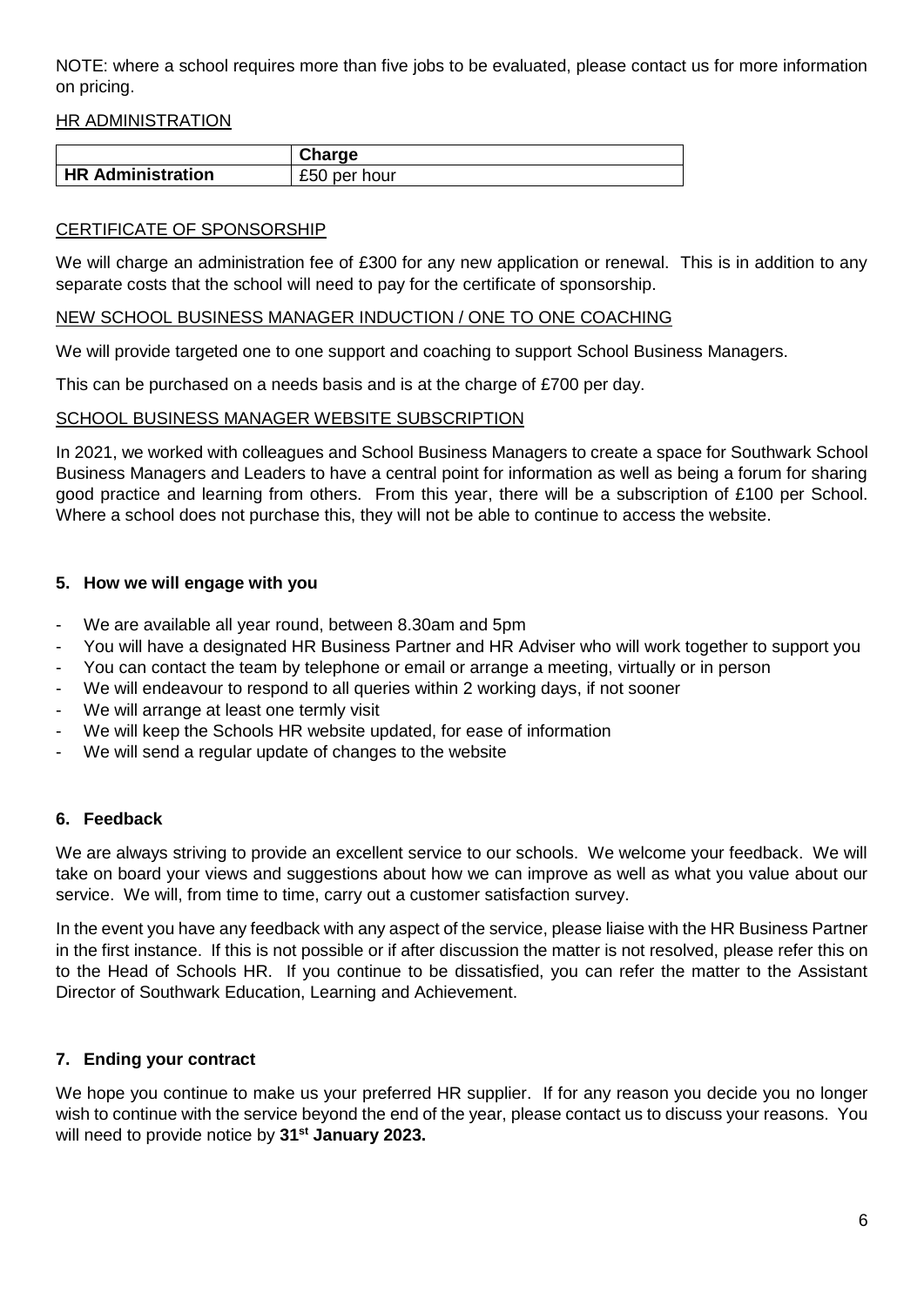NOTE: where a school requires more than five jobs to be evaluated, please contact us for more information on pricing.

<u>HR ADMINISTRATION</u>

| | Charge |
|---|---|
| **HR Administration** | £50 per hour |

<u>CERTIFICATE OF SPONSORSHIP</u>

We will charge an administration fee of £300 for any new application or renewal. This is in addition to any separate costs that the school will need to pay for the certificate of sponsorship.

<u>NEW SCHOOL BUSINESS MANAGER INDUCTION / ONE TO ONE COACHING</u>

We will provide targeted one to one support and coaching to support School Business Managers.

This can be purchased on a needs basis and is at the charge of £700 per day.

<u>SCHOOL BUSINESS MANAGER WEBSITE SUBSCRIPTION</u>

In 2021, we worked with colleagues and School Business Managers to create a space for Southwark School Business Managers and Leaders to have a central point for information as well as being a forum for sharing good practice and learning from others. From this year, there will be a subscription of £100 per School. Where a school does not purchase this, they will not be able to continue to access the website.

## 5. How we will engage with you

- We are available all year round, between 8.30am and 5pm
- You will have a designated HR Business Partner and HR Adviser who will work together to support you
- You can contact the team by telephone or email or arrange a meeting, virtually or in person
- We will endeavour to respond to all queries within 2 working days, if not sooner
- We will arrange at least one termly visit
- We will keep the Schools HR website updated, for ease of information
- We will send a regular update of changes to the website

## 6. Feedback

We are always striving to provide an excellent service to our schools. We welcome your feedback. We will take on board your views and suggestions about how we can improve as well as what you value about our service. We will, from time to time, carry out a customer satisfaction survey.

In the event you have any feedback with any aspect of the service, please liaise with the HR Business Partner in the first instance. If this is not possible or if after discussion the matter is not resolved, please refer this on to the Head of Schools HR. If you continue to be dissatisfied, you can refer the matter to the Assistant Director of Southwark Education, Learning and Achievement.

## 7. Ending your contract

We hope you continue to make us your preferred HR supplier. If for any reason you decide you no longer wish to continue with the service beyond the end of the year, please contact us to discuss your reasons. You will need to provide notice by **31st January 2023.**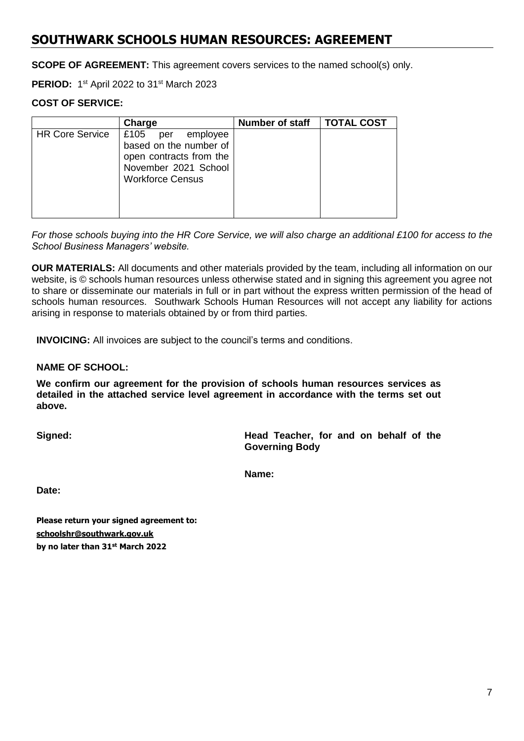# SOUTHWARK SCHOOLS HUMAN RESOURCES: AGREEMENT

**SCOPE OF AGREEMENT:** This agreement covers services to the named school(s) only.

**PERIOD:** 1st April 2022 to 31st March 2023

**COST OF SERVICE:**

| | Charge | Number of staff | TOTAL COST |
|---|---|---|---|
| HR Core Service | £105 per employee based on the number of open contracts from the November 2021 School Workforce Census | | |

*For those schools buying into the HR Core Service, we will also charge an additional £100 for access to the School Business Managers' website.*

**OUR MATERIALS:** All documents and other materials provided by the team, including all information on our website, is © schools human resources unless otherwise stated and in signing this agreement you agree not to share or disseminate our materials in full or in part without the express written permission of the head of schools human resources. Southwark Schools Human Resources will not accept any liability for actions arising in response to materials obtained by or from third parties.

**INVOICING:** All invoices are subject to the council's terms and conditions.

**NAME OF SCHOOL:**

**We confirm our agreement for the provision of schools human resources services as detailed in the attached service level agreement in accordance with the terms set out above.**

**Signed:**

**Head Teacher, for and on behalf of the Governing Body**

**Name:**

**Date:**

**Please return your signed agreement to:**
**schoolshr@southwark.gov.uk**
**by no later than 31st March 2022**